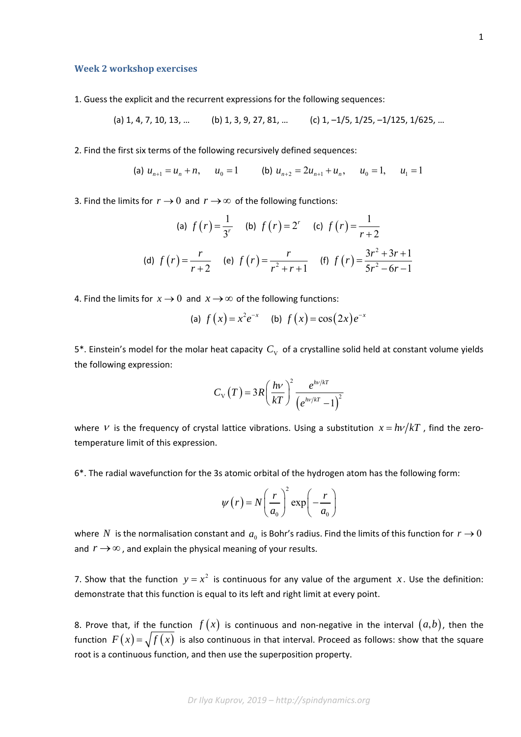### Week 2 workshop exercises

1. Guess the explicit and the recurrent expressions for the following sequences:

(a) 1, 4, 7, 10, 13, … (b) 1, 3, 9, 27, 81, … (c) 1, –1/5, 1/25, –1/125, 1/625, …

2. Find the first six terms of the following recursively defined sequences:

(a) $u_{n+1} = u_n + n, \quad u_0 = 1$ (b) $u_{n+2} = 2u_{n+1} + u_n, \quad u_0 = 1, \quad u_1 = 1$

3. Find the limits for $r \to 0$ and $r \to \infty$ of the following functions:

(a) $f(r) = \dfrac{1}{3^r}$ (b) $f(r) = 2^r$ (c) $f(r) = \dfrac{1}{r+2}$

(d) $f(r) = \dfrac{r}{r+2}$ (e) $f(r) = \dfrac{r}{r^2 + r + 1}$ (f) $f(r) = \dfrac{3r^2 + 3r + 1}{5r^2 - 6r - 1}$

4. Find the limits for $x \to 0$ and $x \to \infty$ of the following functions:

(a) $f(x) = x^2 e^{-x}$ (b) $f(x) = \cos(2x) e^{-x}$

5*. Einstein's model for the molar heat capacity $C_{\text{V}}$ of a crystalline solid held at constant volume yields the following expression:

$$C_{\text{V}}(T) = 3R\left(\frac{h\nu}{kT}\right)^2 \frac{e^{h\nu/kT}}{\left(e^{h\nu/kT} - 1\right)^2}$$

where $\nu$ is the frequency of crystal lattice vibrations. Using a substitution $x = h\nu/kT$, find the zero-temperature limit of this expression.

6*. The radial wavefunction for the 3s atomic orbital of the hydrogen atom has the following form:

$$\psi(r) = N\left(\frac{r}{a_0}\right)^2 \exp\left(-\frac{r}{a_0}\right)$$

where $N$ is the normalisation constant and $a_0$ is Bohr's radius. Find the limits of this function for $r \to 0$ and $r \to \infty$, and explain the physical meaning of your results.

7. Show that the function $y = x^2$ is continuous for any value of the argument $x$. Use the definition: demonstrate that this function is equal to its left and right limit at every point.

8. Prove that, if the function $f(x)$ is continuous and non-negative in the interval $(a,b)$, then the function $F(x) = \sqrt{f(x)}$ is also continuous in that interval. Proceed as follows: show that the square root is a continuous function, and then use the superposition property.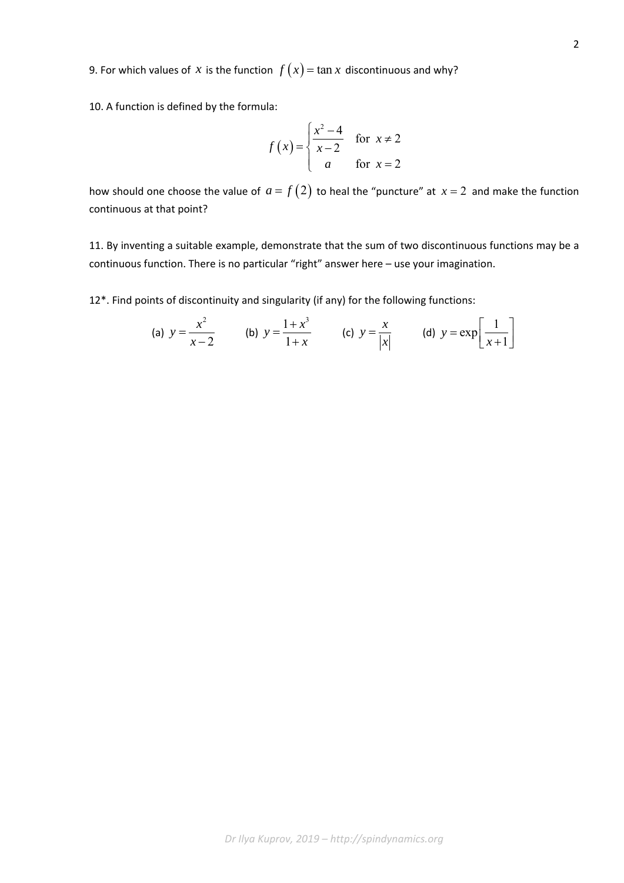9. For which values of $x$ is the function $f(x) = \tan x$ discontinuous and why?

10. A function is defined by the formula:

$$f(x) = \begin{cases} \dfrac{x^2 - 4}{x - 2} & \text{for } x \neq 2 \\ a & \text{for } x = 2 \end{cases}$$

how should one choose the value of $a = f(2)$ to heal the "puncture" at $x = 2$ and make the function continuous at that point?

11. By inventing a suitable example, demonstrate that the sum of two discontinuous functions may be a continuous function. There is no particular "right" answer here – use your imagination.

12*. Find points of discontinuity and singularity (if any) for the following functions:

(a) $y = \dfrac{x^2}{x-2}$ (b) $y = \dfrac{1+x^3}{1+x}$ (c) $y = \dfrac{x}{|x|}$ (d) $y = \exp\left[\dfrac{1}{x+1}\right]$